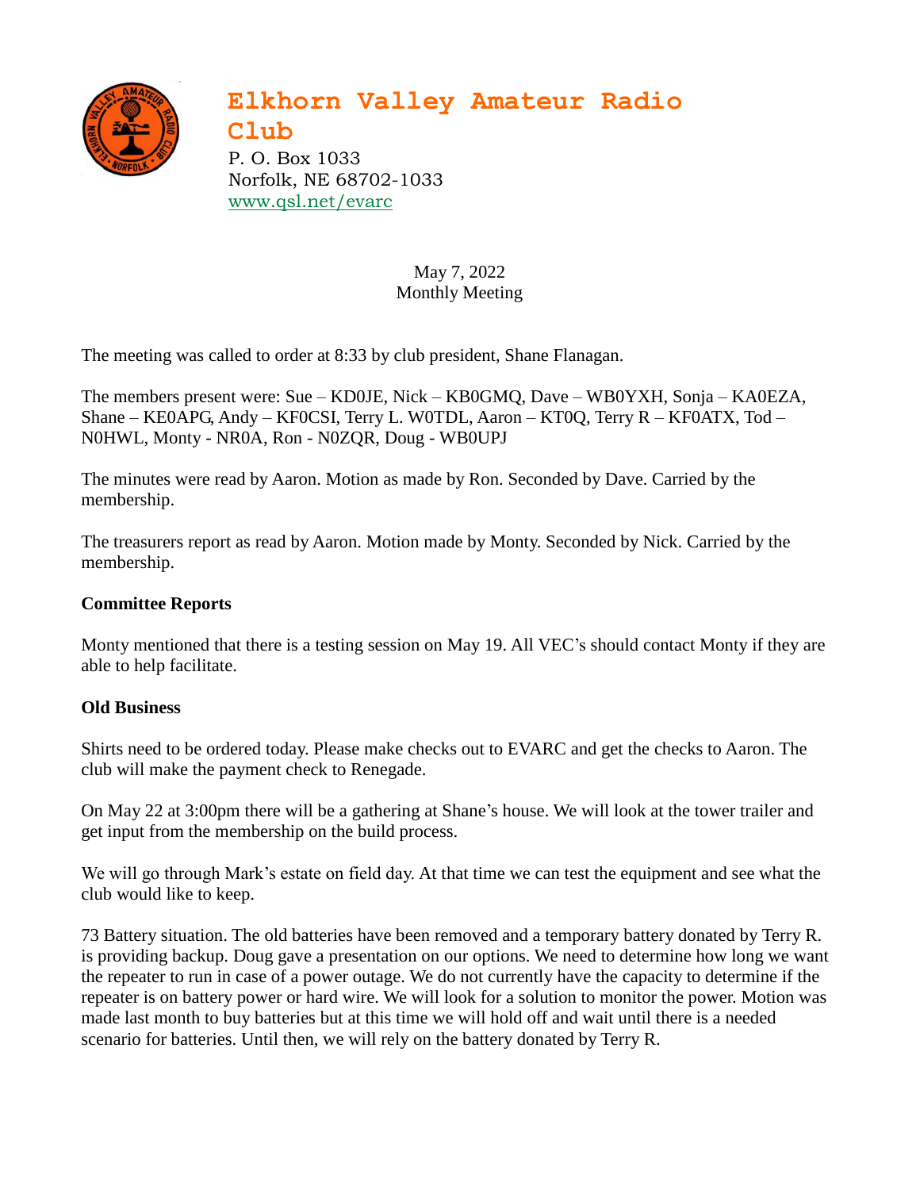# Elkhorn Valley Amateur Radio Club

P. O. Box 1033
Norfolk, NE 68702-1033
www.qsl.net/evarc

May 7, 2022
Monthly Meeting

The meeting was called to order at 8:33 by club president, Shane Flanagan.

The members present were: Sue – KD0JE, Nick – KB0GMQ, Dave – WB0YXH, Sonja – KA0EZA, Shane – KE0APG, Andy – KF0CSI, Terry L. W0TDL, Aaron – KT0Q, Terry R – KF0ATX, Tod – N0HWL, Monty - NR0A, Ron - N0ZQR, Doug - WB0UPJ

The minutes were read by Aaron. Motion as made by Ron. Seconded by Dave. Carried by the membership.

The treasurers report as read by Aaron. Motion made by Monty. Seconded by Nick. Carried by the membership.

**Committee Reports**

Monty mentioned that there is a testing session on May 19. All VEC's should contact Monty if they are able to help facilitate.

**Old Business**

Shirts need to be ordered today. Please make checks out to EVARC and get the checks to Aaron. The club will make the payment check to Renegade.

On May 22 at 3:00pm there will be a gathering at Shane's house. We will look at the tower trailer and get input from the membership on the build process.

We will go through Mark's estate on field day. At that time we can test the equipment and see what the club would like to keep.

73 Battery situation. The old batteries have been removed and a temporary battery donated by Terry R. is providing backup. Doug gave a presentation on our options. We need to determine how long we want the repeater to run in case of a power outage. We do not currently have the capacity to determine if the repeater is on battery power or hard wire. We will look for a solution to monitor the power. Motion was made last month to buy batteries but at this time we will hold off and wait until there is a needed scenario for batteries. Until then, we will rely on the battery donated by Terry R.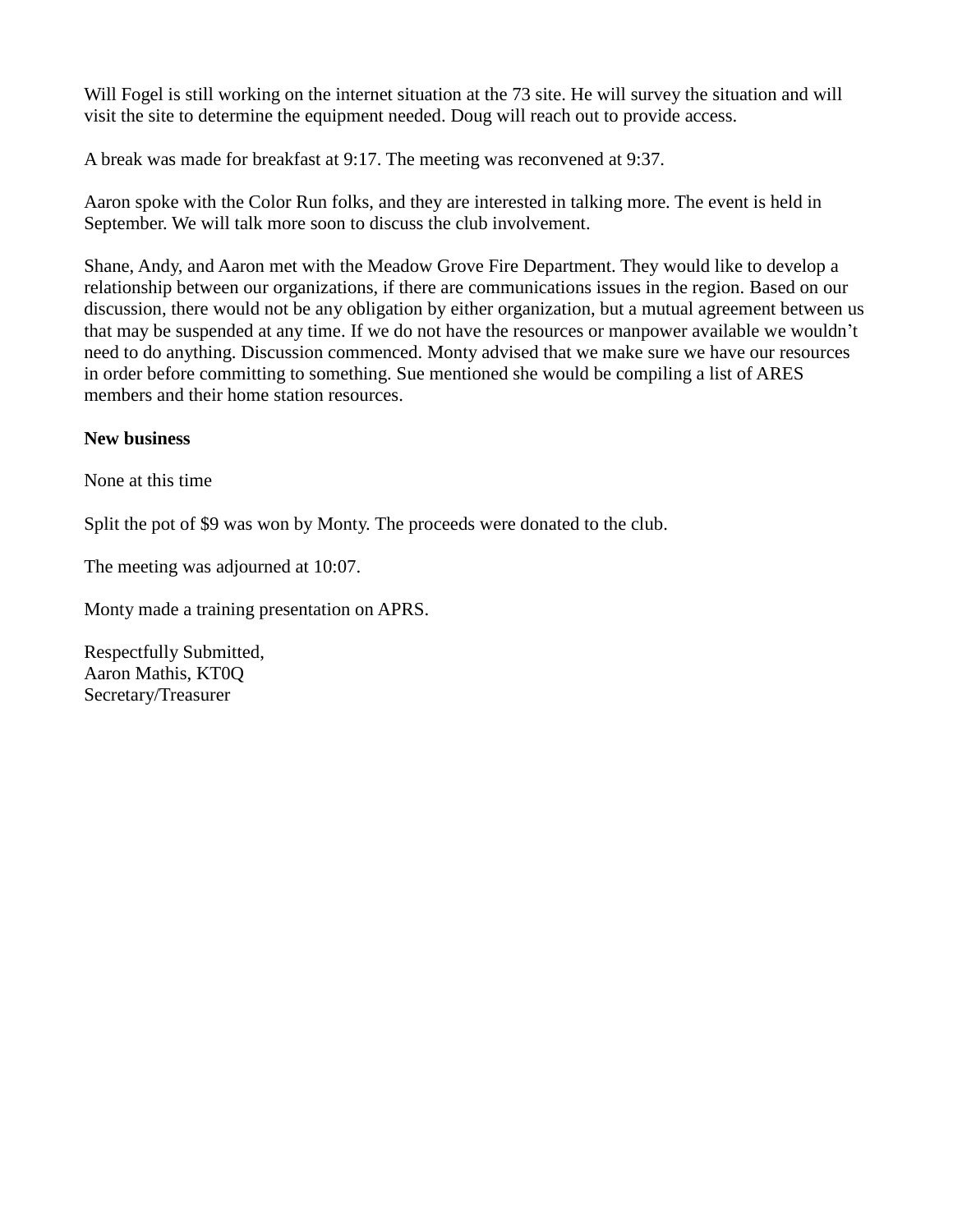Will Fogel is still working on the internet situation at the 73 site. He will survey the situation and will visit the site to determine the equipment needed. Doug will reach out to provide access.

A break was made for breakfast at 9:17. The meeting was reconvened at 9:37.

Aaron spoke with the Color Run folks, and they are interested in talking more. The event is held in September. We will talk more soon to discuss the club involvement.

Shane, Andy, and Aaron met with the Meadow Grove Fire Department. They would like to develop a relationship between our organizations, if there are communications issues in the region. Based on our discussion, there would not be any obligation by either organization, but a mutual agreement between us that may be suspended at any time. If we do not have the resources or manpower available we wouldn't need to do anything. Discussion commenced. Monty advised that we make sure we have our resources in order before committing to something. Sue mentioned she would be compiling a list of ARES members and their home station resources.

**New business**

None at this time

Split the pot of $9 was won by Monty. The proceeds were donated to the club.

The meeting was adjourned at 10:07.

Monty made a training presentation on APRS.

Respectfully Submitted,
Aaron Mathis, KT0Q
Secretary/Treasurer